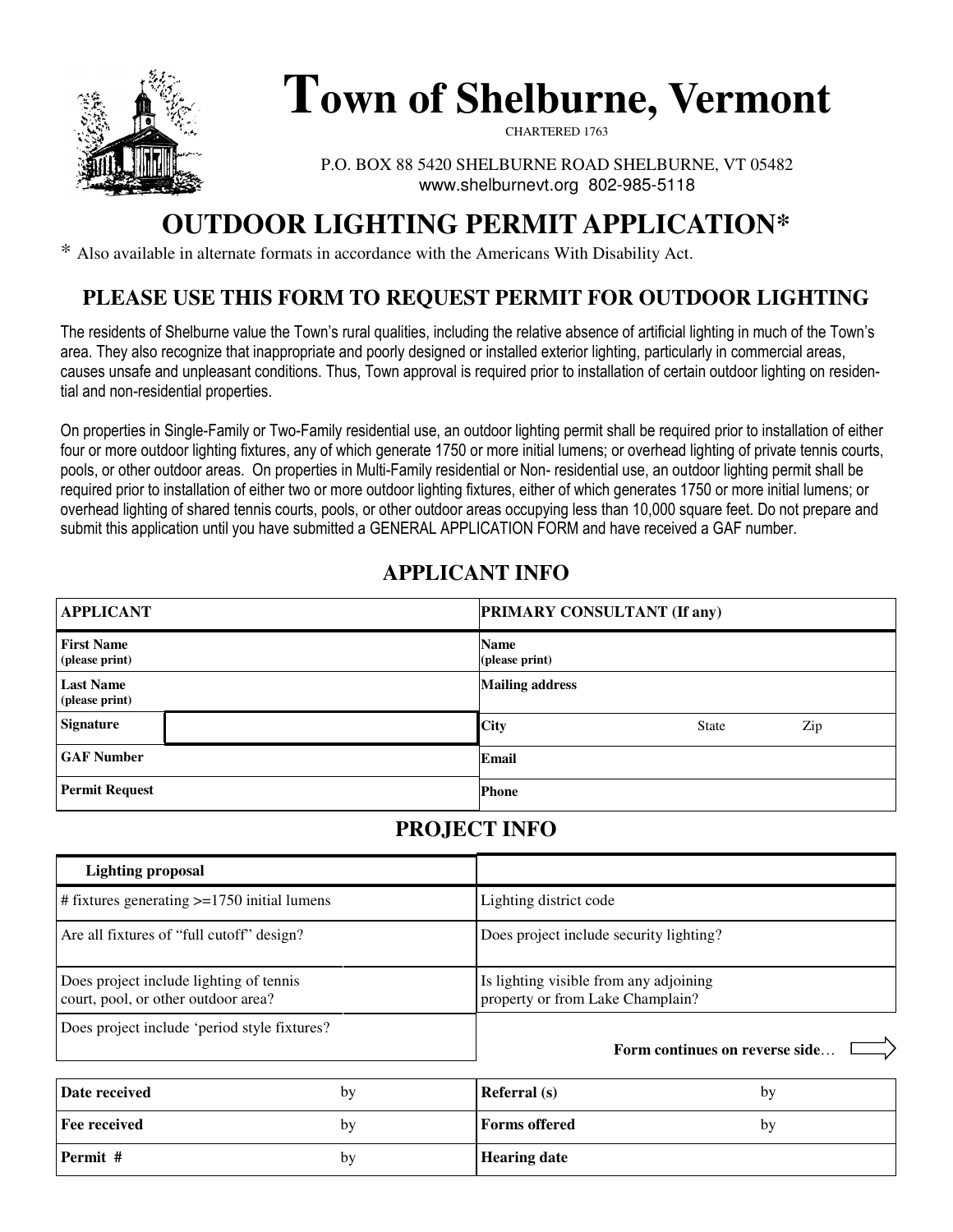# Town of Shelburne, Vermont

CHARTERED 1763

P.O. BOX 88 5420 SHELBURNE ROAD SHELBURNE, VT 05482
www.shelburnevt.org 802-985-5118

## OUTDOOR LIGHTING PERMIT APPLICATION*

* Also available in alternate formats in accordance with the Americans With Disability Act.

### PLEASE USE THIS FORM TO REQUEST PERMIT FOR OUTDOOR LIGHTING

The residents of Shelburne value the Town's rural qualities, including the relative absence of artificial lighting in much of the Town's area. They also recognize that inappropriate and poorly designed or installed exterior lighting, particularly in commercial areas, causes unsafe and unpleasant conditions. Thus, Town approval is required prior to installation of certain outdoor lighting on residential and non-residential properties.

On properties in Single-Family or Two-Family residential use, an outdoor lighting permit shall be required prior to installation of either four or more outdoor lighting fixtures, any of which generate 1750 or more initial lumens; or overhead lighting of private tennis courts, pools, or other outdoor areas. On properties in Multi-Family residential or Non- residential use, an outdoor lighting permit shall be required prior to installation of either two or more outdoor lighting fixtures, either of which generates 1750 or more initial lumens; or overhead lighting of shared tennis courts, pools, or other outdoor areas occupying less than 10,000 square feet. Do not prepare and submit this application until you have submitted a GENERAL APPLICATION FORM and have received a GAF number.

### APPLICANT INFO

| **APPLICANT** | | **PRIMARY CONSULTANT (If any)** | | |
|---|---|---|---|---|
| **First Name** (please print) | | **Name** (please print) | | |
| **Last Name** (please print) | | **Mailing address** | | |
| **Signature** | | **City** | State | Zip |
| **GAF Number** | | **Email** | | |
| **Permit Request** | | **Phone** | | |

### PROJECT INFO

| **Lighting proposal** | | | |
|---|---|---|---|
| # fixtures generating >=1750 initial lumens | | Lighting district code | |
| Are all fixtures of "full cutoff" design? | | Does project include security lighting? | |
| Does project include lighting of tennis court, pool, or other outdoor area? | | Is lighting visible from any adjoining property or from Lake Champlain? | |
| Does project include 'period style fixtures? | | | |

**Form continues on reverse side**…

| | | | |
|---|---|---|---|
| **Date received** | by | **Referral (s)** | by |
| **Fee received** | by | **Forms offered** | by |
| **Permit #** | by | **Hearing date** | |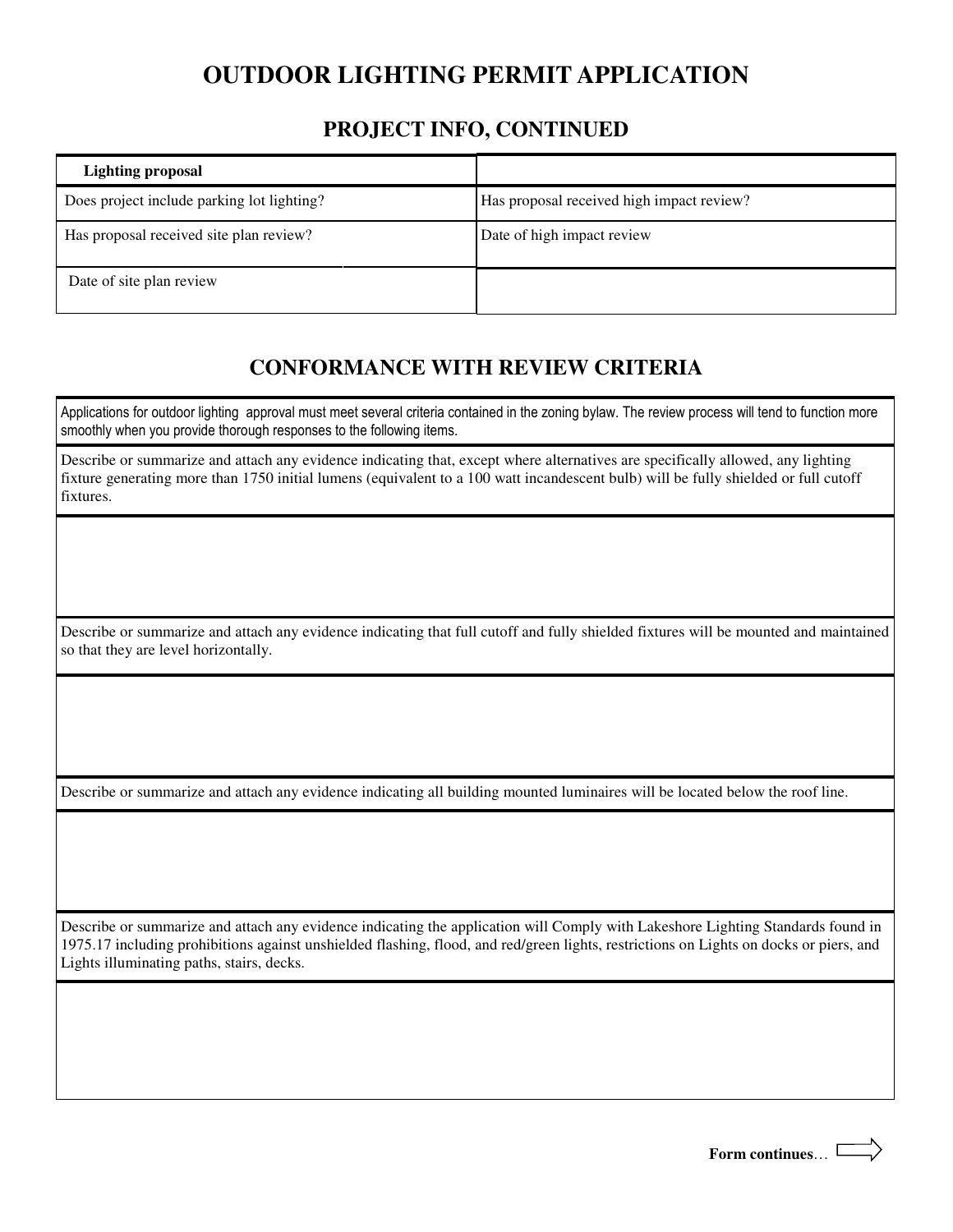# OUTDOOR LIGHTING PERMIT APPLICATION

## PROJECT INFO, CONTINUED

| **Lighting proposal** | |
|---|---|
| Does project include parking lot lighting? | Has proposal received high impact review? |
| Has proposal received site plan review? | Date of high impact review |
| Date of site plan review | |

## CONFORMANCE WITH REVIEW CRITERIA

| Applications for outdoor lighting approval must meet several criteria contained in the zoning bylaw. The review process will tend to function more smoothly when you provide thorough responses to the following items. |
|---|
| Describe or summarize and attach any evidence indicating that, except where alternatives are specifically allowed, any lighting fixture generating more than 1750 initial lumens (equivalent to a 100 watt incandescent bulb) will be fully shielded or full cutoff fixtures. |
| |
| Describe or summarize and attach any evidence indicating that full cutoff and fully shielded fixtures will be mounted and maintained so that they are level horizontally. |
| |
| Describe or summarize and attach any evidence indicating all building mounted luminaires will be located below the roof line. |
| |
| Describe or summarize and attach any evidence indicating the application will Comply with Lakeshore Lighting Standards found in 1975.17 including prohibitions against unshielded flashing, flood, and red/green lights, restrictions on Lights on docks or piers, and Lights illuminating paths, stairs, decks. |
| |

**Form continues**…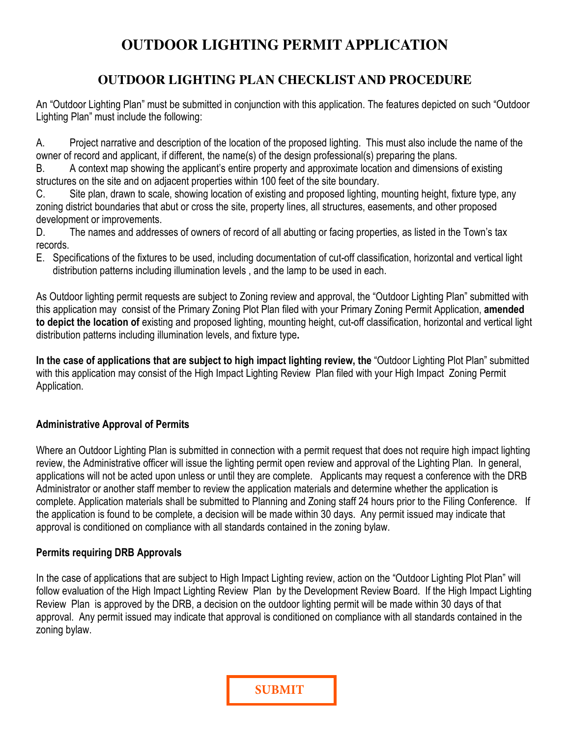# OUTDOOR LIGHTING PERMIT APPLICATION

## OUTDOOR LIGHTING PLAN CHECKLIST AND PROCEDURE

An "Outdoor Lighting Plan" must be submitted in conjunction with this application. The features depicted on such "Outdoor Lighting Plan" must include the following:

A. Project narrative and description of the location of the proposed lighting. This must also include the name of the owner of record and applicant, if different, the name(s) of the design professional(s) preparing the plans.

B. A context map showing the applicant's entire property and approximate location and dimensions of existing structures on the site and on adjacent properties within 100 feet of the site boundary.

C. Site plan, drawn to scale, showing location of existing and proposed lighting, mounting height, fixture type, any zoning district boundaries that abut or cross the site, property lines, all structures, easements, and other proposed development or improvements.

D. The names and addresses of owners of record of all abutting or facing properties, as listed in the Town's tax records.

E. Specifications of the fixtures to be used, including documentation of cut-off classification, horizontal and vertical light distribution patterns including illumination levels , and the lamp to be used in each.

As Outdoor lighting permit requests are subject to Zoning review and approval, the "Outdoor Lighting Plan" submitted with this application may consist of the Primary Zoning Plot Plan filed with your Primary Zoning Permit Application, **amended to depict the location of** existing and proposed lighting, mounting height, cut-off classification, horizontal and vertical light distribution patterns including illumination levels, and fixture type**.**

**In the case of applications that are subject to high impact lighting review, the** "Outdoor Lighting Plot Plan" submitted with this application may consist of the High Impact Lighting Review Plan filed with your High Impact Zoning Permit Application.

**Administrative Approval of Permits**

Where an Outdoor Lighting Plan is submitted in connection with a permit request that does not require high impact lighting review, the Administrative officer will issue the lighting permit open review and approval of the Lighting Plan. In general, applications will not be acted upon unless or until they are complete. Applicants may request a conference with the DRB Administrator or another staff member to review the application materials and determine whether the application is complete. Application materials shall be submitted to Planning and Zoning staff 24 hours prior to the Filing Conference. If the application is found to be complete, a decision will be made within 30 days. Any permit issued may indicate that approval is conditioned on compliance with all standards contained in the zoning bylaw.

**Permits requiring DRB Approvals**

In the case of applications that are subject to High Impact Lighting review, action on the "Outdoor Lighting Plot Plan" will follow evaluation of the High Impact Lighting Review Plan by the Development Review Board. If the High Impact Lighting Review Plan is approved by the DRB, a decision on the outdoor lighting permit will be made within 30 days of that approval. Any permit issued may indicate that approval is conditioned on compliance with all standards contained in the zoning bylaw.

SUBMIT